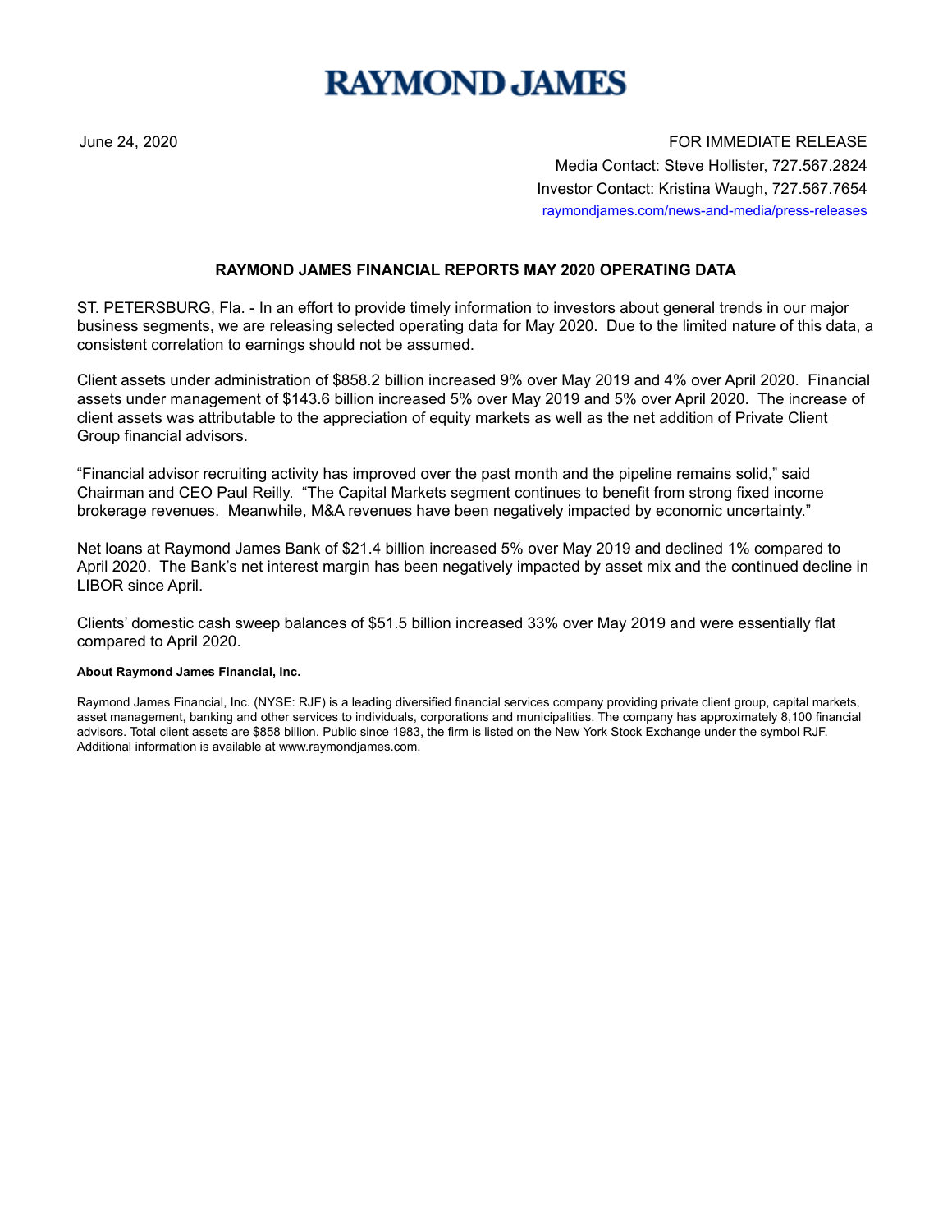# RAYMOND JAMES

June 24, 2020

FOR IMMEDIATE RELEASE
Media Contact: Steve Hollister, 727.567.2824
Investor Contact: Kristina Waugh, 727.567.7654
raymondjames.com/news-and-media/press-releases

## RAYMOND JAMES FINANCIAL REPORTS MAY 2020 OPERATING DATA

ST. PETERSBURG, Fla. - In an effort to provide timely information to investors about general trends in our major business segments, we are releasing selected operating data for May 2020. Due to the limited nature of this data, a consistent correlation to earnings should not be assumed.

Client assets under administration of $858.2 billion increased 9% over May 2019 and 4% over April 2020. Financial assets under management of $143.6 billion increased 5% over May 2019 and 5% over April 2020. The increase of client assets was attributable to the appreciation of equity markets as well as the net addition of Private Client Group financial advisors.

"Financial advisor recruiting activity has improved over the past month and the pipeline remains solid," said Chairman and CEO Paul Reilly. "The Capital Markets segment continues to benefit from strong fixed income brokerage revenues. Meanwhile, M&A revenues have been negatively impacted by economic uncertainty."

Net loans at Raymond James Bank of $21.4 billion increased 5% over May 2019 and declined 1% compared to April 2020. The Bank's net interest margin has been negatively impacted by asset mix and the continued decline in LIBOR since April.

Clients' domestic cash sweep balances of $51.5 billion increased 33% over May 2019 and were essentially flat compared to April 2020.

**About Raymond James Financial, Inc.**

Raymond James Financial, Inc. (NYSE: RJF) is a leading diversified financial services company providing private client group, capital markets, asset management, banking and other services to individuals, corporations and municipalities. The company has approximately 8,100 financial advisors. Total client assets are $858 billion. Public since 1983, the firm is listed on the New York Stock Exchange under the symbol RJF. Additional information is available at www.raymondjames.com.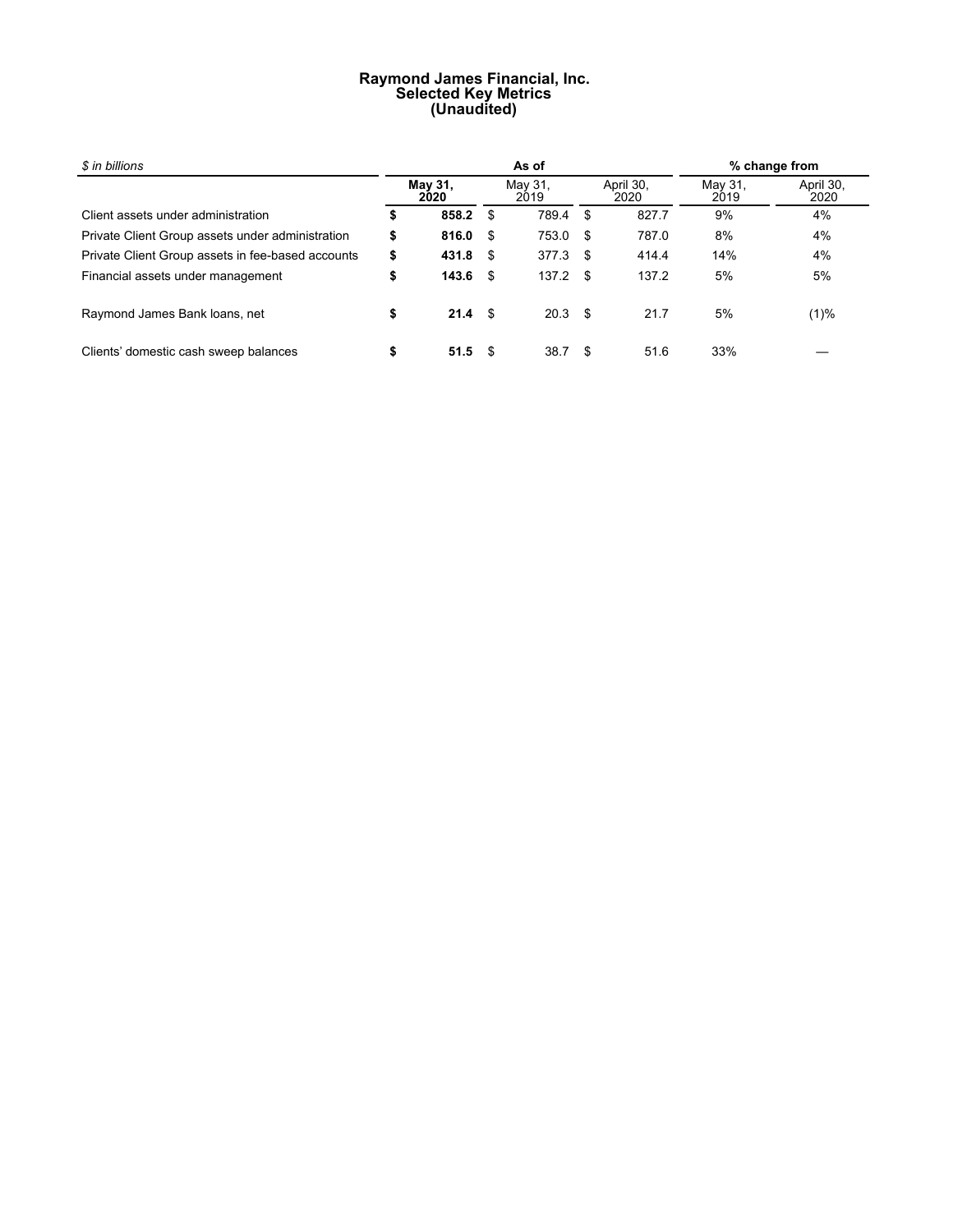# Raymond James Financial, Inc.
## Selected Key Metrics
## (Unaudited)

| *$ in billions* | As of | | | % change from | |
|---|---|---|---|---|---|
| | **May 31, 2020** | May 31, 2019 | April 30, 2020 | May 31, 2019 | April 30, 2020 |
| Client assets under administration | **$ 858.2** | $ 789.4 | $ 827.7 | 9% | 4% |
| Private Client Group assets under administration | **$ 816.0** | $ 753.0 | $ 787.0 | 8% | 4% |
| Private Client Group assets in fee-based accounts | **$ 431.8** | $ 377.3 | $ 414.4 | 14% | 4% |
| Financial assets under management | **$ 143.6** | $ 137.2 | $ 137.2 | 5% | 5% |
| Raymond James Bank loans, net | **$ 21.4** | $ 20.3 | $ 21.7 | 5% | (1)% |
| Clients' domestic cash sweep balances | **$ 51.5** | $ 38.7 | $ 51.6 | 33% | — |